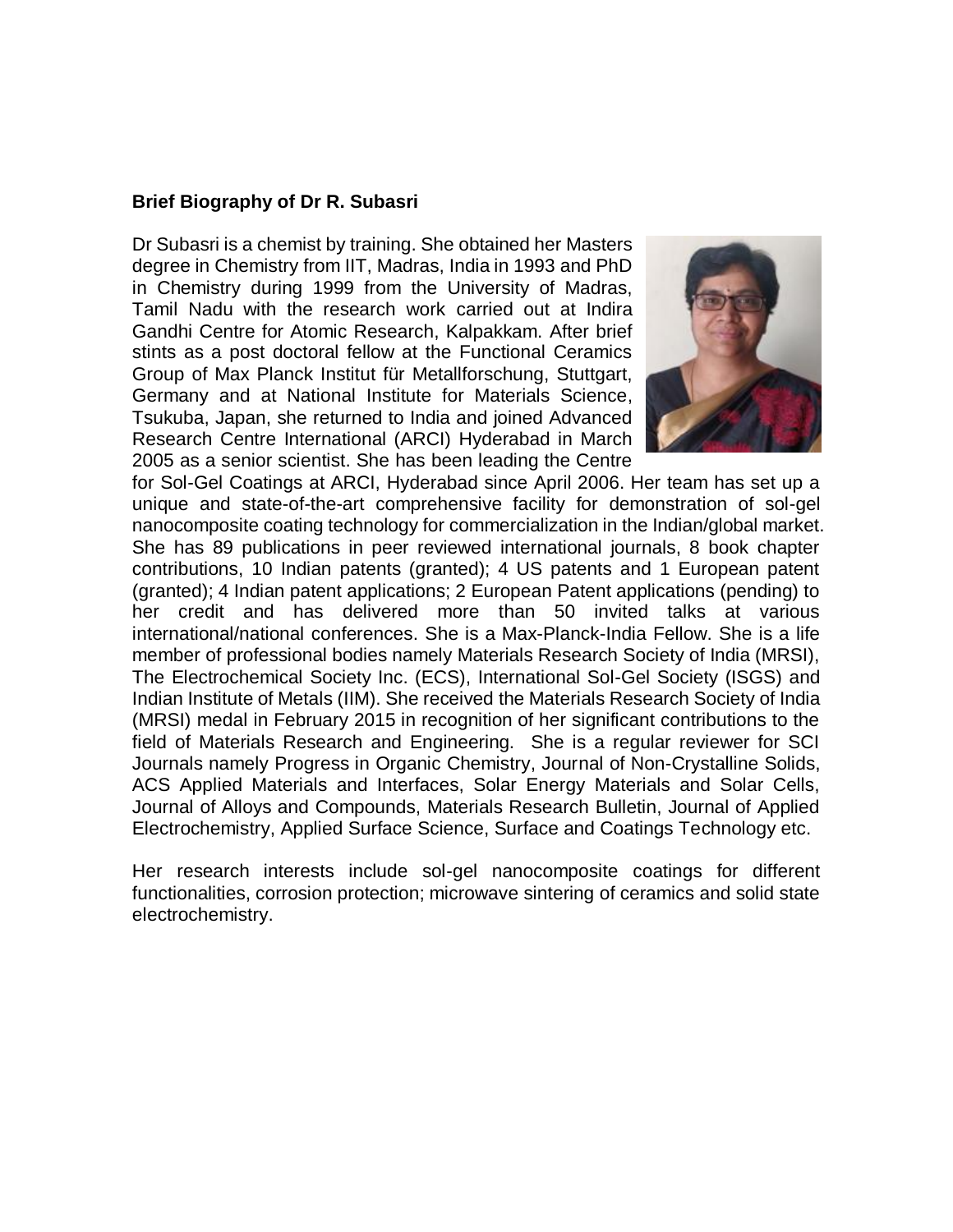**Brief Biography of Dr R. Subasri**

Dr Subasri is a chemist by training. She obtained her Masters degree in Chemistry from IIT, Madras, India in 1993 and PhD in Chemistry during 1999 from the University of Madras, Tamil Nadu with the research work carried out at Indira Gandhi Centre for Atomic Research, Kalpakkam. After brief stints as a post doctoral fellow at the Functional Ceramics Group of Max Planck Institut für Metallforschung, Stuttgart, Germany and at National Institute for Materials Science, Tsukuba, Japan, she returned to India and joined Advanced Research Centre International (ARCI) Hyderabad in March 2005 as a senior scientist. She has been leading the Centre for Sol-Gel Coatings at ARCI, Hyderabad since April 2006. Her team has set up a unique and state-of-the-art comprehensive facility for demonstration of sol-gel nanocomposite coating technology for commercialization in the Indian/global market. She has 89 publications in peer reviewed international journals, 8 book chapter contributions, 10 Indian patents (granted); 4 US patents and 1 European patent (granted); 4 Indian patent applications; 2 European Patent applications (pending) to her credit and has delivered more than 50 invited talks at various international/national conferences. She is a Max-Planck-India Fellow. She is a life member of professional bodies namely Materials Research Society of India (MRSI), The Electrochemical Society Inc. (ECS), International Sol-Gel Society (ISGS) and Indian Institute of Metals (IIM). She received the Materials Research Society of India (MRSI) medal in February 2015 in recognition of her significant contributions to the field of Materials Research and Engineering. She is a regular reviewer for SCI Journals namely Progress in Organic Chemistry, Journal of Non-Crystalline Solids, ACS Applied Materials and Interfaces, Solar Energy Materials and Solar Cells, Journal of Alloys and Compounds, Materials Research Bulletin, Journal of Applied Electrochemistry, Applied Surface Science, Surface and Coatings Technology etc.

Her research interests include sol-gel nanocomposite coatings for different functionalities, corrosion protection; microwave sintering of ceramics and solid state electrochemistry.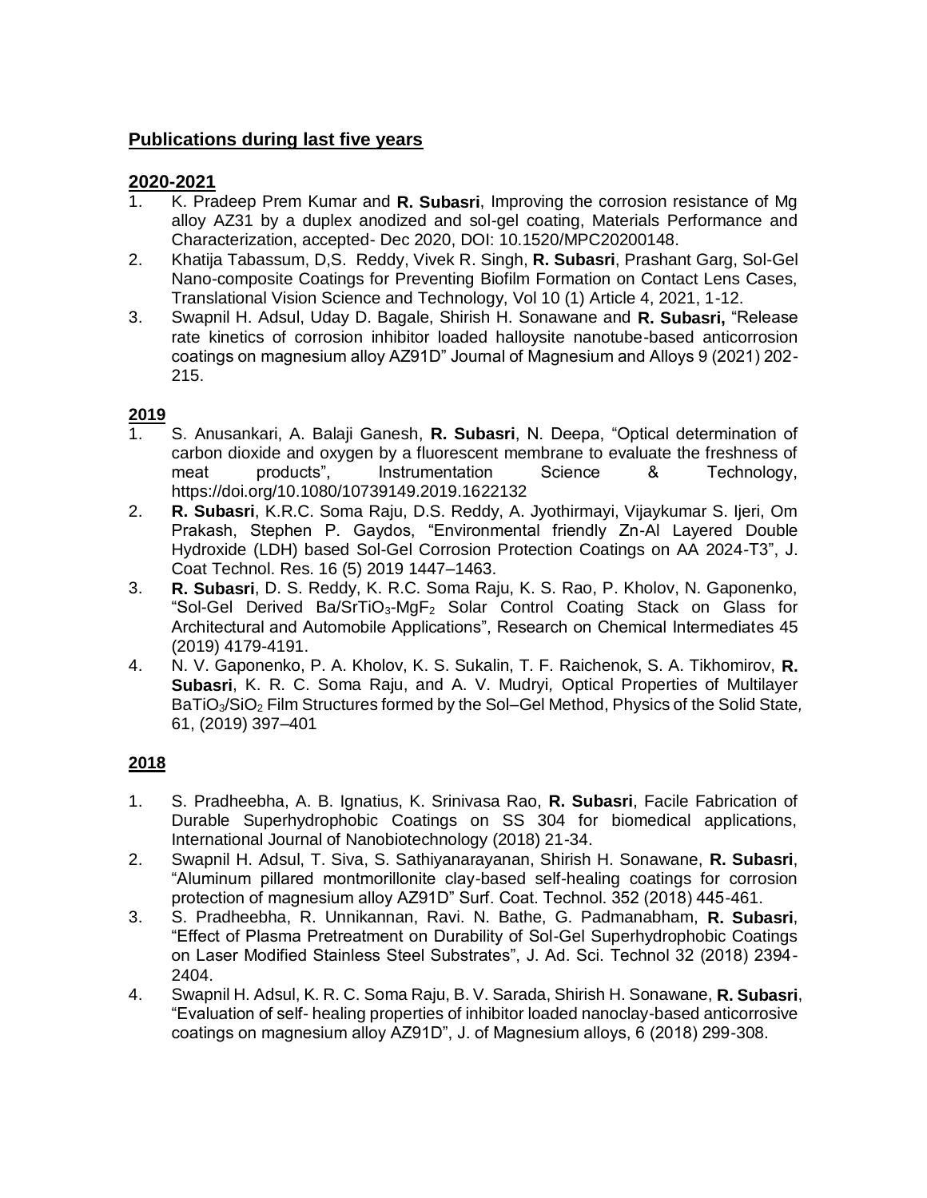## Publications during last five years

### 2020-2021

1. K. Pradeep Prem Kumar and **R. Subasri**, Improving the corrosion resistance of Mg alloy AZ31 by a duplex anodized and sol-gel coating, Materials Performance and Characterization, accepted- Dec 2020, DOI: 10.1520/MPC20200148.
2. Khatija Tabassum, D,S. Reddy, Vivek R. Singh, **R. Subasri**, Prashant Garg, Sol-Gel Nano-composite Coatings for Preventing Biofilm Formation on Contact Lens Cases, Translational Vision Science and Technology, Vol 10 (1) Article 4, 2021, 1-12.
3. Swapnil H. Adsul, Uday D. Bagale, Shirish H. Sonawane and **R. Subasri,** "Release rate kinetics of corrosion inhibitor loaded halloysite nanotube-based anticorrosion coatings on magnesium alloy AZ91D" Journal of Magnesium and Alloys 9 (2021) 202-215.

### 2019

1. S. Anusankari, A. Balaji Ganesh, **R. Subasri**, N. Deepa, "Optical determination of carbon dioxide and oxygen by a fluorescent membrane to evaluate the freshness of meat products", Instrumentation Science & Technology, https://doi.org/10.1080/10739149.2019.1622132
2. **R. Subasri**, K.R.C. Soma Raju, D.S. Reddy, A. Jyothirmayi, Vijaykumar S. Ijeri, Om Prakash, Stephen P. Gaydos, "Environmental friendly Zn-Al Layered Double Hydroxide (LDH) based Sol-Gel Corrosion Protection Coatings on AA 2024-T3", J. Coat Technol. Res. 16 (5) 2019 1447–1463.
3. **R. Subasri**, D. S. Reddy, K. R.C. Soma Raju, K. S. Rao, P. Kholov, N. Gaponenko, "Sol-Gel Derived Ba/Sr$TiO_3$-$MgF_2$ Solar Control Coating Stack on Glass for Architectural and Automobile Applications", Research on Chemical Intermediates 45 (2019) 4179-4191.
4. N. V. Gaponenko, P. A. Kholov, K. S. Sukalin, T. F. Raichenok, S. A. Tikhomirov, **R. Subasri**, K. R. C. Soma Raju, and A. V. Mudryi*,* Optical Properties of Multilayer $BaTiO_3$/$SiO_2$ Film Structures formed by the Sol–Gel Method, Physics of the Solid State*,* 61, (2019) 397–401

### 2018

1. S. Pradheebha, A. B. Ignatius, K. Srinivasa Rao, **R. Subasri**, Facile Fabrication of Durable Superhydrophobic Coatings on SS 304 for biomedical applications, International Journal of Nanobiotechnology (2018) 21-34.
2. Swapnil H. Adsul, T. Siva, S. Sathiyanarayanan, Shirish H. Sonawane, **R. Subasri**, "Aluminum pillared montmorillonite clay-based self-healing coatings for corrosion protection of magnesium alloy AZ91D" Surf. Coat. Technol. 352 (2018) 445-461.
3. S. Pradheebha, R. Unnikannan, Ravi. N. Bathe, G. Padmanabham, **R. Subasri**, "Effect of Plasma Pretreatment on Durability of Sol-Gel Superhydrophobic Coatings on Laser Modified Stainless Steel Substrates", J. Ad. Sci. Technol 32 (2018) 2394-2404.
4. Swapnil H. Adsul, K. R. C. Soma Raju, B. V. Sarada, Shirish H. Sonawane, **R. Subasri**, "Evaluation of self- healing properties of inhibitor loaded nanoclay-based anticorrosive coatings on magnesium alloy AZ91D", J. of Magnesium alloys, 6 (2018) 299-308.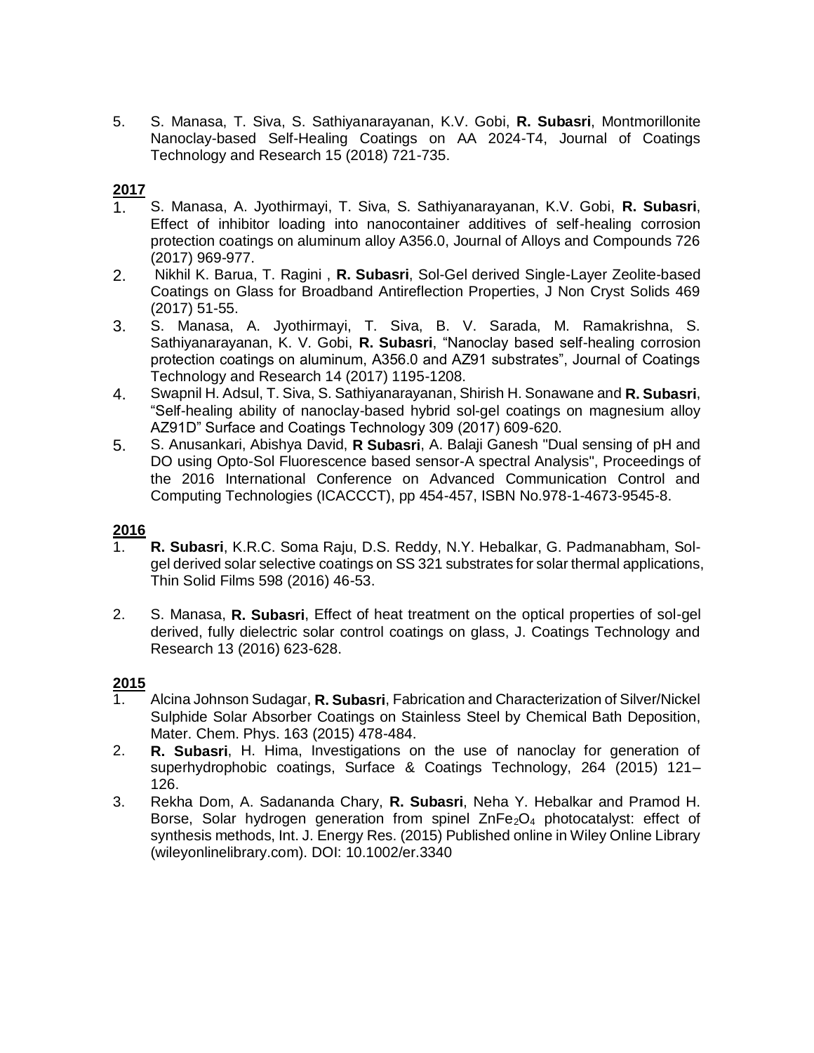5. S. Manasa, T. Siva, S. Sathiyanarayanan, K.V. Gobi, **R. Subasri**, Montmorillonite Nanoclay-based Self-Healing Coatings on AA 2024-T4, Journal of Coatings Technology and Research 15 (2018) 721-735.

**2017**

1. S. Manasa, A. Jyothirmayi, T. Siva, S. Sathiyanarayanan, K.V. Gobi, **R. Subasri**, Effect of inhibitor loading into nanocontainer additives of self-healing corrosion protection coatings on aluminum alloy A356.0, Journal of Alloys and Compounds 726 (2017) 969-977.
2. Nikhil K. Barua, T. Ragini , **R. Subasri**, Sol-Gel derived Single-Layer Zeolite-based Coatings on Glass for Broadband Antireflection Properties, J Non Cryst Solids 469 (2017) 51-55.
3. S. Manasa, A. Jyothirmayi, T. Siva, B. V. Sarada, M. Ramakrishna, S. Sathiyanarayanan, K. V. Gobi, **R. Subasri**, "Nanoclay based self-healing corrosion protection coatings on aluminum, A356.0 and AZ91 substrates", Journal of Coatings Technology and Research 14 (2017) 1195-1208.
4. Swapnil H. Adsul, T. Siva, S. Sathiyanarayanan, Shirish H. Sonawane and **R. Subasri**, "Self-healing ability of nanoclay-based hybrid sol-gel coatings on magnesium alloy AZ91D" Surface and Coatings Technology 309 (2017) 609-620.
5. S. Anusankari, Abishya David, **R Subasri**, A. Balaji Ganesh "Dual sensing of pH and DO using Opto-Sol Fluorescence based sensor-A spectral Analysis", Proceedings of the 2016 International Conference on Advanced Communication Control and Computing Technologies (ICACCCT), pp 454-457, ISBN No.978-1-4673-9545-8.

**2016**

1. **R. Subasri**, K.R.C. Soma Raju, D.S. Reddy, N.Y. Hebalkar, G. Padmanabham, Sol-gel derived solar selective coatings on SS 321 substrates for solar thermal applications, Thin Solid Films 598 (2016) 46-53.
2. S. Manasa, **R. Subasri**, Effect of heat treatment on the optical properties of sol-gel derived, fully dielectric solar control coatings on glass, J. Coatings Technology and Research 13 (2016) 623-628.

**2015**

1. Alcina Johnson Sudagar, **R. Subasri**, Fabrication and Characterization of Silver/Nickel Sulphide Solar Absorber Coatings on Stainless Steel by Chemical Bath Deposition, Mater. Chem. Phys. 163 (2015) 478-484.
2. **R. Subasri**, H. Hima, Investigations on the use of nanoclay for generation of superhydrophobic coatings, Surface & Coatings Technology, 264 (2015) 121–126.
3. Rekha Dom, A. Sadananda Chary, **R. Subasri**, Neha Y. Hebalkar and Pramod H. Borse, Solar hydrogen generation from spinel $ZnFe_2O_4$ photocatalyst: effect of synthesis methods, Int. J. Energy Res. (2015) Published online in Wiley Online Library (wileyonlinelibrary.com). DOI: 10.1002/er.3340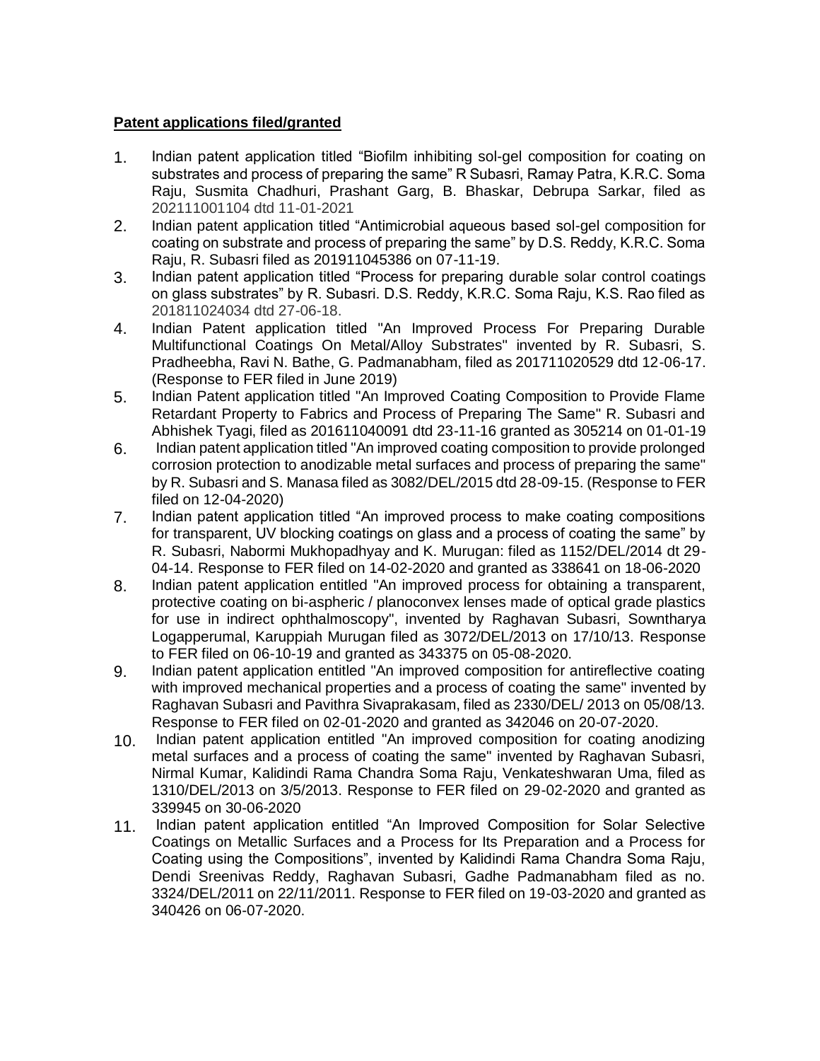**Patent applications filed/granted**

1. Indian patent application titled "Biofilm inhibiting sol-gel composition for coating on substrates and process of preparing the same" R Subasri, Ramay Patra, K.R.C. Soma Raju, Susmita Chadhuri, Prashant Garg, B. Bhaskar, Debrupa Sarkar, filed as 202111001104 dtd 11-01-2021
2. Indian patent application titled "Antimicrobial aqueous based sol-gel composition for coating on substrate and process of preparing the same" by D.S. Reddy, K.R.C. Soma Raju, R. Subasri filed as 201911045386 on 07-11-19.
3. Indian patent application titled "Process for preparing durable solar control coatings on glass substrates" by R. Subasri. D.S. Reddy, K.R.C. Soma Raju, K.S. Rao filed as 201811024034 dtd 27-06-18.
4. Indian Patent application titled "An Improved Process For Preparing Durable Multifunctional Coatings On Metal/Alloy Substrates" invented by R. Subasri, S. Pradheebha, Ravi N. Bathe, G. Padmanabham, filed as 201711020529 dtd 12-06-17. (Response to FER filed in June 2019)
5. Indian Patent application titled "An Improved Coating Composition to Provide Flame Retardant Property to Fabrics and Process of Preparing The Same" R. Subasri and Abhishek Tyagi, filed as 201611040091 dtd 23-11-16 granted as 305214 on 01-01-19
6. Indian patent application titled "An improved coating composition to provide prolonged corrosion protection to anodizable metal surfaces and process of preparing the same" by R. Subasri and S. Manasa filed as 3082/DEL/2015 dtd 28-09-15. (Response to FER filed on 12-04-2020)
7. Indian patent application titled "An improved process to make coating compositions for transparent, UV blocking coatings on glass and a process of coating the same" by R. Subasri, Nabormi Mukhopadhyay and K. Murugan: filed as 1152/DEL/2014 dt 29-04-14. Response to FER filed on 14-02-2020 and granted as 338641 on 18-06-2020
8. Indian patent application entitled "An improved process for obtaining a transparent, protective coating on bi-aspheric / planoconvex lenses made of optical grade plastics for use in indirect ophthalmoscopy", invented by Raghavan Subasri, Sowntharya Logapperumal, Karuppiah Murugan filed as 3072/DEL/2013 on 17/10/13. Response to FER filed on 06-10-19 and granted as 343375 on 05-08-2020.
9. Indian patent application entitled "An improved composition for antireflective coating with improved mechanical properties and a process of coating the same" invented by Raghavan Subasri and Pavithra Sivaprakasam, filed as 2330/DEL/ 2013 on 05/08/13. Response to FER filed on 02-01-2020 and granted as 342046 on 20-07-2020.
10. Indian patent application entitled "An improved composition for coating anodizing metal surfaces and a process of coating the same" invented by Raghavan Subasri, Nirmal Kumar, Kalidindi Rama Chandra Soma Raju, Venkateshwaran Uma, filed as 1310/DEL/2013 on 3/5/2013. Response to FER filed on 29-02-2020 and granted as 339945 on 30-06-2020
11. Indian patent application entitled "An Improved Composition for Solar Selective Coatings on Metallic Surfaces and a Process for Its Preparation and a Process for Coating using the Compositions", invented by Kalidindi Rama Chandra Soma Raju, Dendi Sreenivas Reddy, Raghavan Subasri, Gadhe Padmanabham filed as no. 3324/DEL/2011 on 22/11/2011. Response to FER filed on 19-03-2020 and granted as 340426 on 06-07-2020.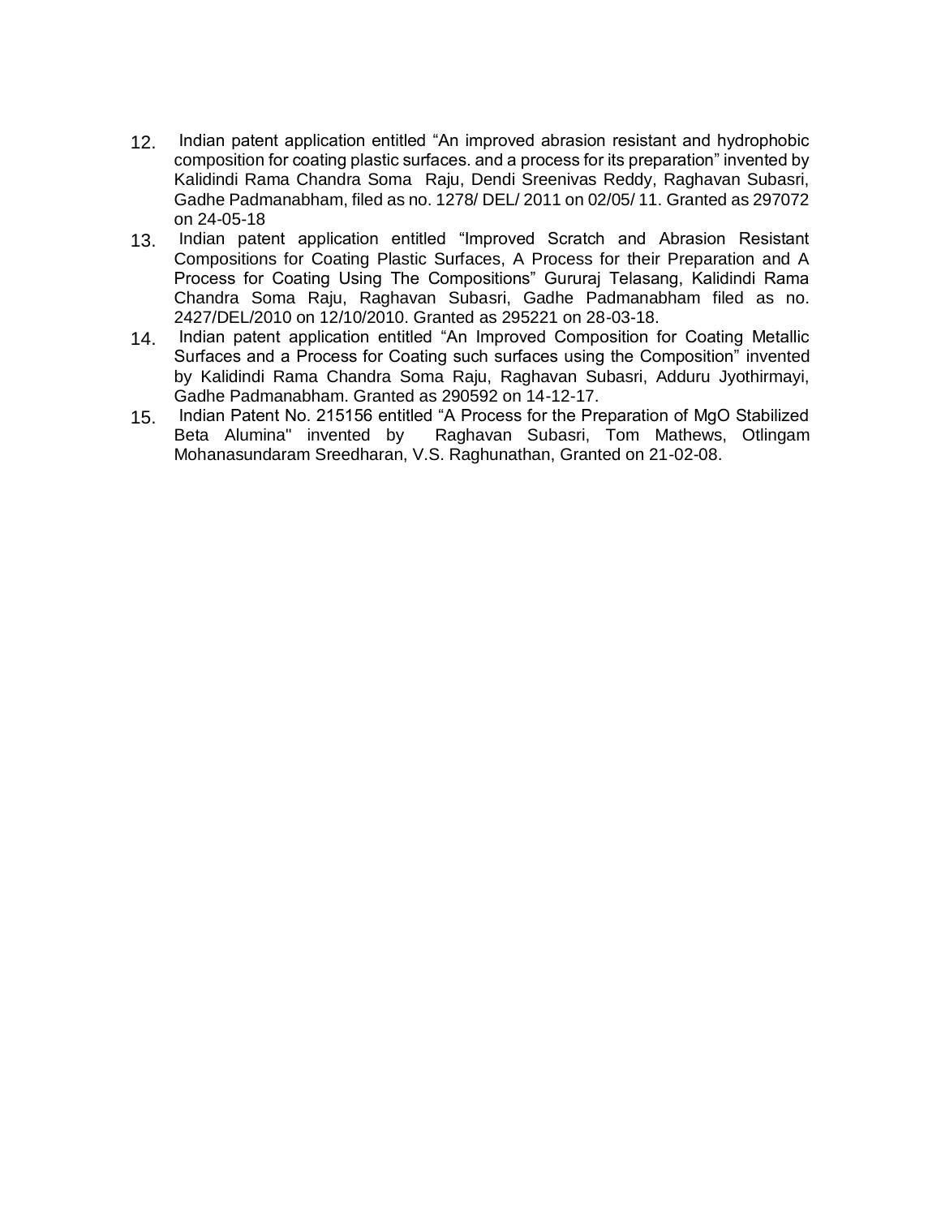12. Indian patent application entitled “An improved abrasion resistant and hydrophobic composition for coating plastic surfaces. and a process for its preparation” invented by Kalidindi Rama Chandra Soma Raju, Dendi Sreenivas Reddy, Raghavan Subasri, Gadhe Padmanabham, filed as no. 1278/ DEL/ 2011 on 02/05/ 11. Granted as 297072 on 24-05-18
13. Indian patent application entitled “Improved Scratch and Abrasion Resistant Compositions for Coating Plastic Surfaces, A Process for their Preparation and A Process for Coating Using The Compositions” Gururaj Telasang, Kalidindi Rama Chandra Soma Raju, Raghavan Subasri, Gadhe Padmanabham filed as no. 2427/DEL/2010 on 12/10/2010. Granted as 295221 on 28-03-18.
14. Indian patent application entitled “An Improved Composition for Coating Metallic Surfaces and a Process for Coating such surfaces using the Composition” invented by Kalidindi Rama Chandra Soma Raju, Raghavan Subasri, Adduru Jyothirmayi, Gadhe Padmanabham. Granted as 290592 on 14-12-17.
15. Indian Patent No. 215156 entitled “A Process for the Preparation of MgO Stabilized Beta Alumina" invented by Raghavan Subasri, Tom Mathews, Otlingam Mohanasundaram Sreedharan, V.S. Raghunathan, Granted on 21-02-08.